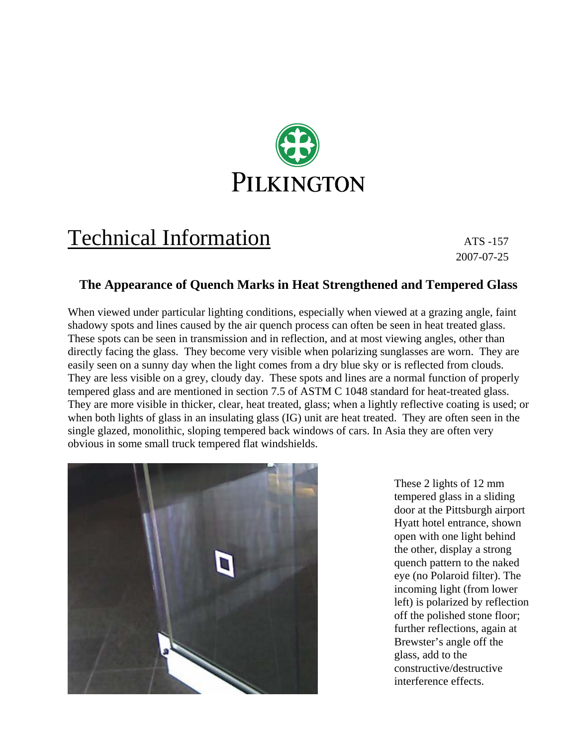PILKINGTON

# Technical Information

ATS -157
2007-07-25

## The Appearance of Quench Marks in Heat Strengthened and Tempered Glass

When viewed under particular lighting conditions, especially when viewed at a grazing angle, faint shadowy spots and lines caused by the air quench process can often be seen in heat treated glass. These spots can be seen in transmission and in reflection, and at most viewing angles, other than directly facing the glass. They become very visible when polarizing sunglasses are worn. They are easily seen on a sunny day when the light comes from a dry blue sky or is reflected from clouds. They are less visible on a grey, cloudy day. These spots and lines are a normal function of properly tempered glass and are mentioned in section 7.5 of ASTM C 1048 standard for heat-treated glass. They are more visible in thicker, clear, heat treated, glass; when a lightly reflective coating is used; or when both lights of glass in an insulating glass (IG) unit are heat treated. They are often seen in the single glazed, monolithic, sloping tempered back windows of cars. In Asia they are often very obvious in some small truck tempered flat windshields.

These 2 lights of 12 mm tempered glass in a sliding door at the Pittsburgh airport Hyatt hotel entrance, shown open with one light behind the other, display a strong quench pattern to the naked eye (no Polaroid filter). The incoming light (from lower left) is polarized by reflection off the polished stone floor; further reflections, again at Brewster's angle off the glass, add to the constructive/destructive interference effects.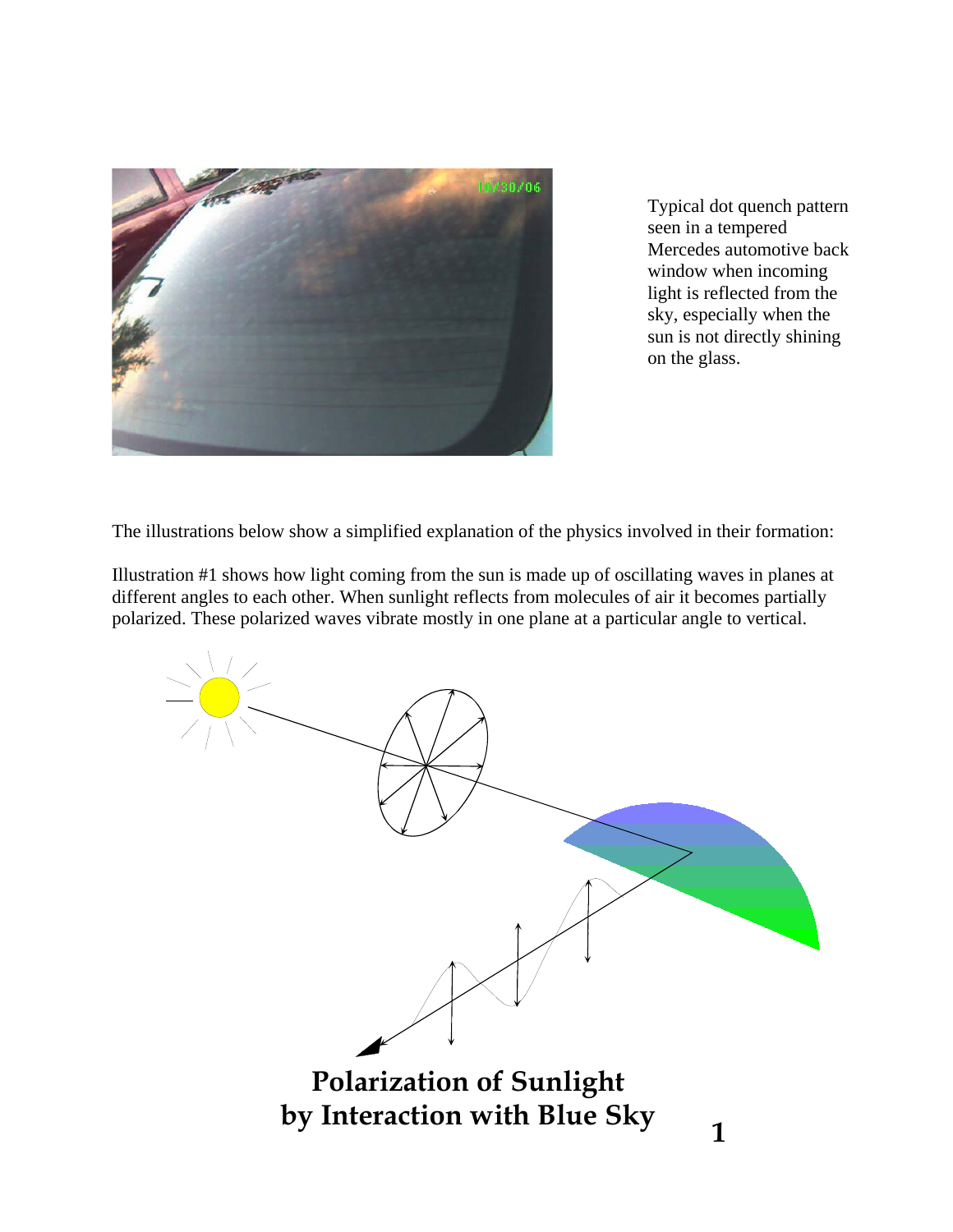Typical dot quench pattern seen in a tempered Mercedes automotive back window when incoming light is reflected from the sky, especially when the sun is not directly shining on the glass.

The illustrations below show a simplified explanation of the physics involved in their formation:

Illustration #1 shows how light coming from the sun is made up of oscillating waves in planes at different angles to each other. When sunlight reflects from molecules of air it becomes partially polarized. These polarized waves vibrate mostly in one plane at a particular angle to vertical.

**Polarization of Sunlight by Interaction with Blue Sky**

**1**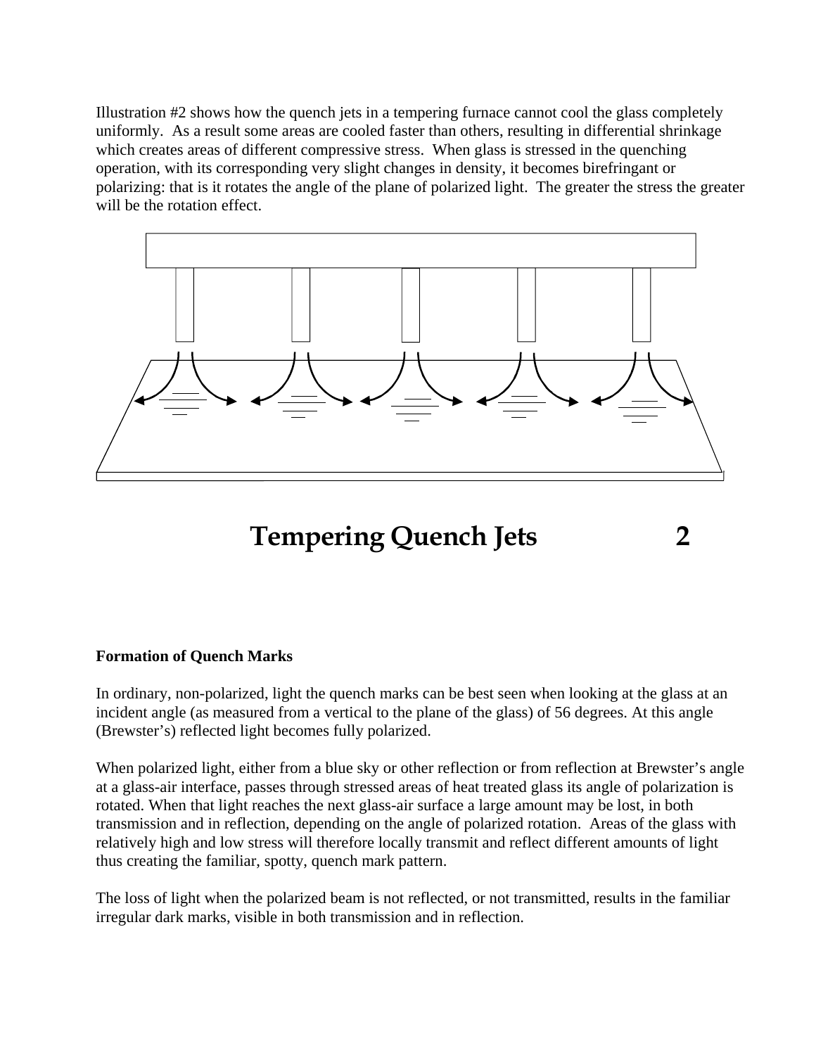Illustration #2 shows how the quench jets in a tempering furnace cannot cool the glass completely uniformly. As a result some areas are cooled faster than others, resulting in differential shrinkage which creates areas of different compressive stress. When glass is stressed in the quenching operation, with its corresponding very slight changes in density, it becomes birefringant or polarizing: that is it rotates the angle of the plane of polarized light. The greater the stress the greater will be the rotation effect.

**Tempering Quench Jets 2**

**Formation of Quench Marks**

In ordinary, non-polarized, light the quench marks can be best seen when looking at the glass at an incident angle (as measured from a vertical to the plane of the glass) of 56 degrees. At this angle (Brewster's) reflected light becomes fully polarized.

When polarized light, either from a blue sky or other reflection or from reflection at Brewster's angle at a glass-air interface, passes through stressed areas of heat treated glass its angle of polarization is rotated. When that light reaches the next glass-air surface a large amount may be lost, in both transmission and in reflection, depending on the angle of polarized rotation. Areas of the glass with relatively high and low stress will therefore locally transmit and reflect different amounts of light thus creating the familiar, spotty, quench mark pattern.

The loss of light when the polarized beam is not reflected, or not transmitted, results in the familiar irregular dark marks, visible in both transmission and in reflection.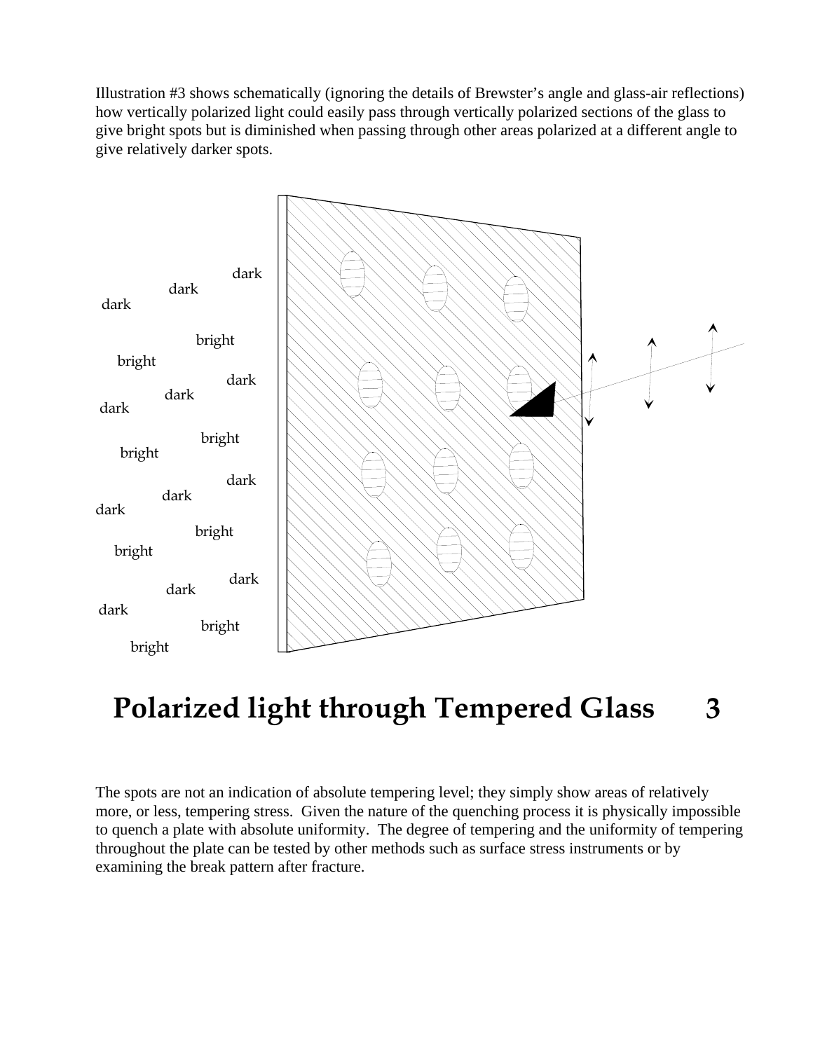Illustration #3 shows schematically (ignoring the details of Brewster's angle and glass-air reflections) how vertically polarized light could easily pass through vertically polarized sections of the glass to give bright spots but is diminished when passing through other areas polarized at a different angle to give relatively darker spots.

# Polarized light through Tempered Glass 3

The spots are not an indication of absolute tempering level; they simply show areas of relatively more, or less, tempering stress. Given the nature of the quenching process it is physically impossible to quench a plate with absolute uniformity. The degree of tempering and the uniformity of tempering throughout the plate can be tested by other methods such as surface stress instruments or by examining the break pattern after fracture.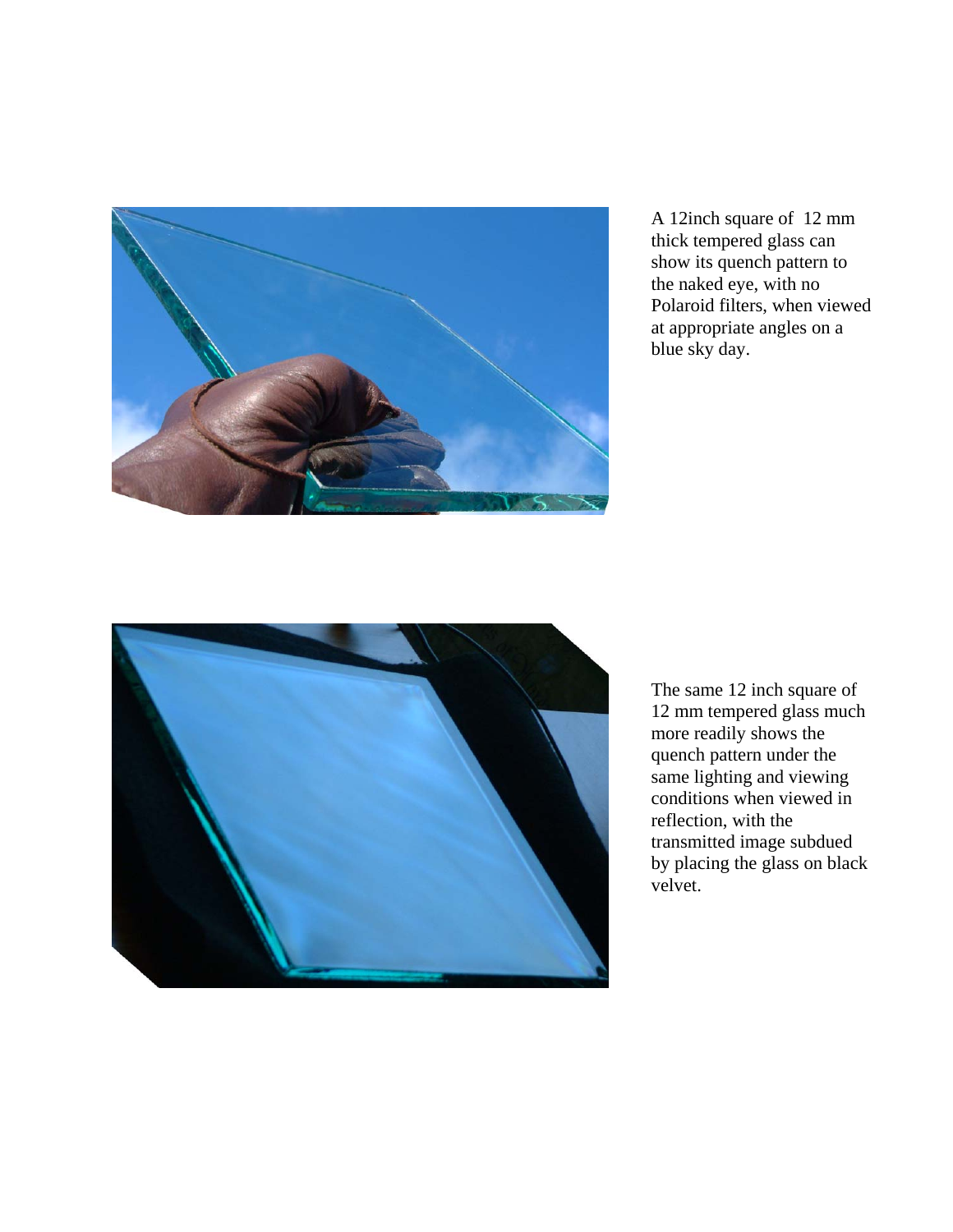A 12inch square of 12 mm thick tempered glass can show its quench pattern to the naked eye, with no Polaroid filters, when viewed at appropriate angles on a blue sky day.

The same 12 inch square of 12 mm tempered glass much more readily shows the quench pattern under the same lighting and viewing conditions when viewed in reflection, with the transmitted image subdued by placing the glass on black velvet.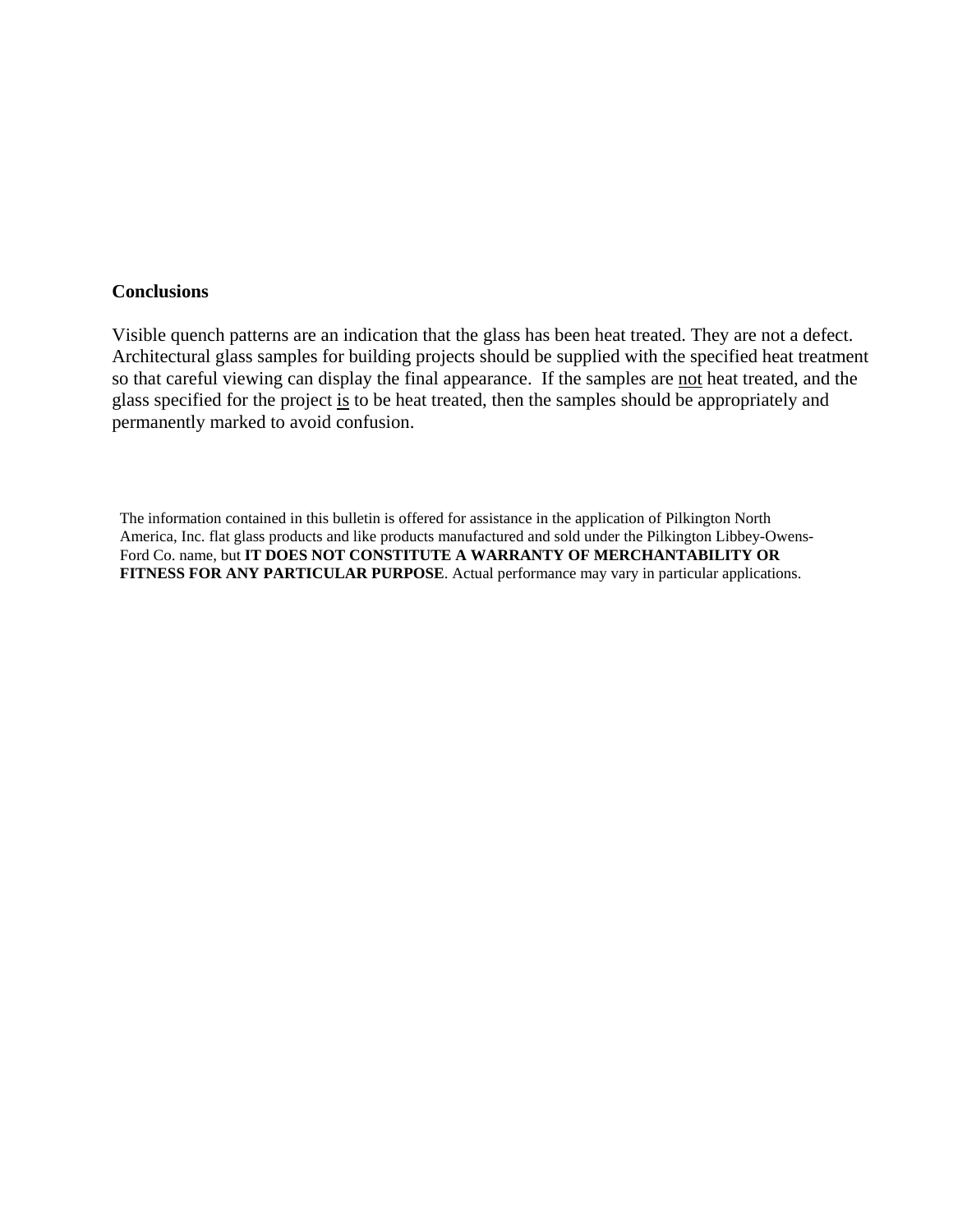**Conclusions**

Visible quench patterns are an indication that the glass has been heat treated. They are not a defect. Architectural glass samples for building projects should be supplied with the specified heat treatment so that careful viewing can display the final appearance. If the samples are <u>not</u> heat treated, and the glass specified for the project <u>is</u> to be heat treated, then the samples should be appropriately and permanently marked to avoid confusion.

The information contained in this bulletin is offered for assistance in the application of Pilkington North America, Inc. flat glass products and like products manufactured and sold under the Pilkington Libbey-Owens-Ford Co. name, but **IT DOES NOT CONSTITUTE A WARRANTY OF MERCHANTABILITY OR FITNESS FOR ANY PARTICULAR PURPOSE**. Actual performance may vary in particular applications.